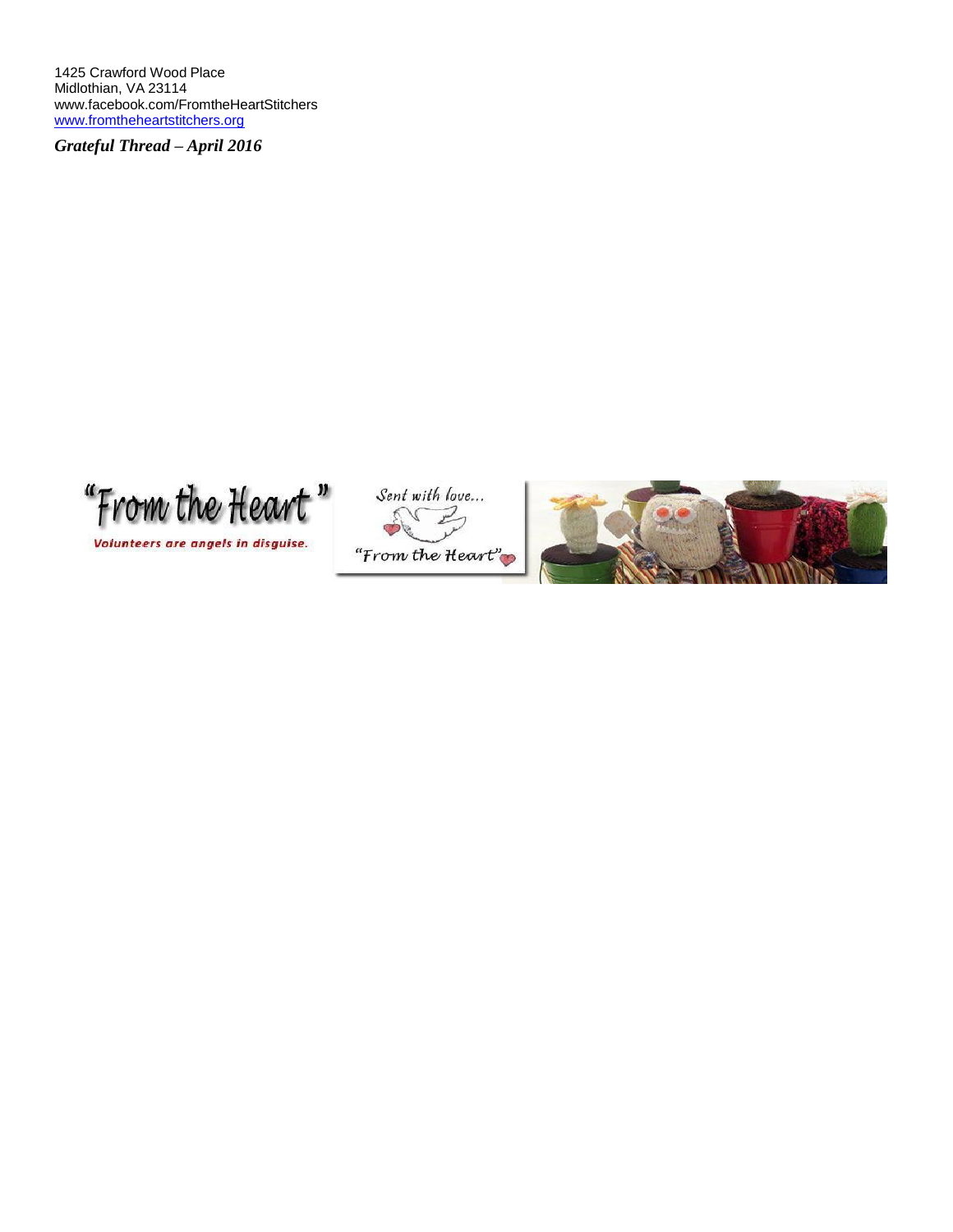1425 Crawford Wood Place
Midlothian, VA 23114
www.facebook.com/FromtheHeartStitchers
www.fromtheheartstitchers.org

***Grateful Thread – April 2016***

"From the Heart"

Volunteers are angels in disguise.

Sent with love...

"From the Heart"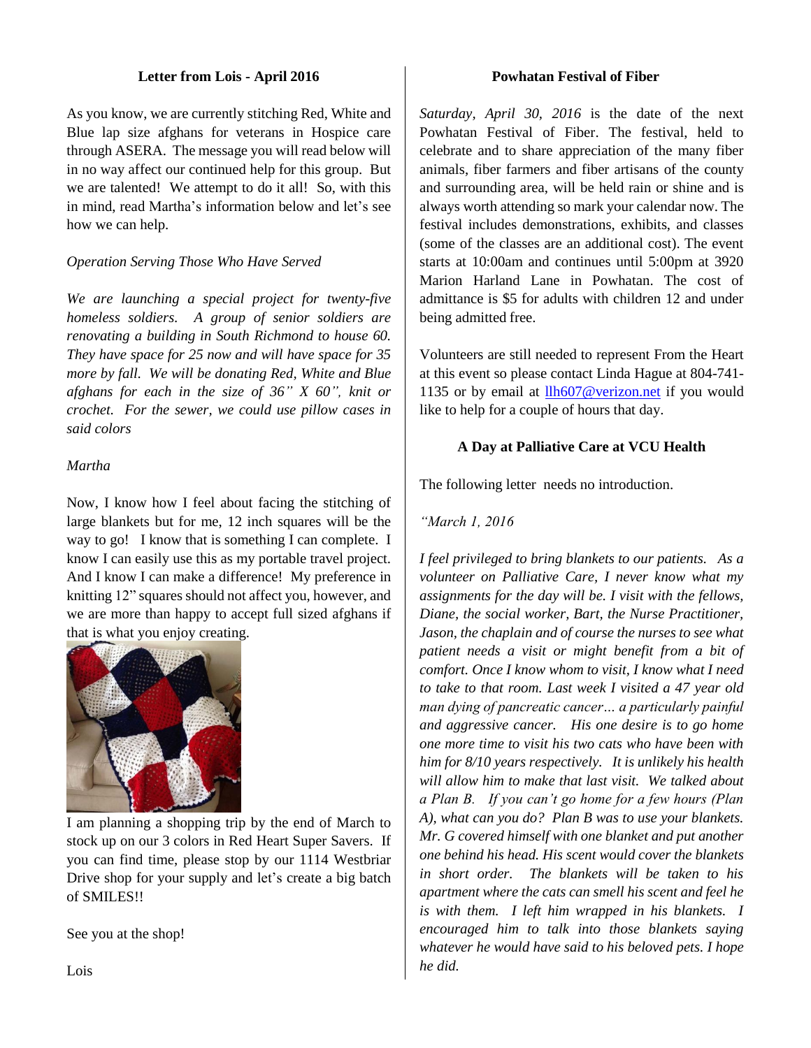### Letter from Lois - April 2016

As you know, we are currently stitching Red, White and Blue lap size afghans for veterans in Hospice care through ASERA. The message you will read below will in no way affect our continued help for this group. But we are talented! We attempt to do it all! So, with this in mind, read Martha's information below and let's see how we can help.

*Operation Serving Those Who Have Served*

*We are launching a special project for twenty-five homeless soldiers. A group of senior soldiers are renovating a building in South Richmond to house 60. They have space for 25 now and will have space for 35 more by fall. We will be donating Red, White and Blue afghans for each in the size of 36" X 60", knit or crochet. For the sewer, we could use pillow cases in said colors*

*Martha*

Now, I know how I feel about facing the stitching of large blankets but for me, 12 inch squares will be the way to go! I know that is something I can complete. I know I can easily use this as my portable travel project. And I know I can make a difference! My preference in knitting 12" squares should not affect you, however, and we are more than happy to accept full sized afghans if that is what you enjoy creating.

I am planning a shopping trip by the end of March to stock up on our 3 colors in Red Heart Super Savers. If you can find time, please stop by our 1114 Westbriar Drive shop for your supply and let's create a big batch of SMILES!!

See you at the shop!

Lois

### Powhatan Festival of Fiber

*Saturday, April 30, 2016* is the date of the next Powhatan Festival of Fiber. The festival, held to celebrate and to share appreciation of the many fiber animals, fiber farmers and fiber artisans of the county and surrounding area, will be held rain or shine and is always worth attending so mark your calendar now. The festival includes demonstrations, exhibits, and classes (some of the classes are an additional cost). The event starts at 10:00am and continues until 5:00pm at 3920 Marion Harland Lane in Powhatan. The cost of admittance is $5 for adults with children 12 and under being admitted free.

Volunteers are still needed to represent From the Heart at this event so please contact Linda Hague at 804-741-1135 or by email at llh607@verizon.net if you would like to help for a couple of hours that day.

### A Day at Palliative Care at VCU Health

The following letter needs no introduction.

*"March 1, 2016*

*I feel privileged to bring blankets to our patients. As a volunteer on Palliative Care, I never know what my assignments for the day will be. I visit with the fellows, Diane, the social worker, Bart, the Nurse Practitioner, Jason, the chaplain and of course the nurses to see what patient needs a visit or might benefit from a bit of comfort. Once I know whom to visit, I know what I need to take to that room. Last week I visited a 47 year old man dying of pancreatic cancer… a particularly painful and aggressive cancer. His one desire is to go home one more time to visit his two cats who have been with him for 8/10 years respectively. It is unlikely his health will allow him to make that last visit. We talked about a Plan B. If you can't go home for a few hours (Plan A), what can you do? Plan B was to use your blankets. Mr. G covered himself with one blanket and put another one behind his head. His scent would cover the blankets in short order. The blankets will be taken to his apartment where the cats can smell his scent and feel he is with them. I left him wrapped in his blankets. I encouraged him to talk into those blankets saying whatever he would have said to his beloved pets. I hope he did.*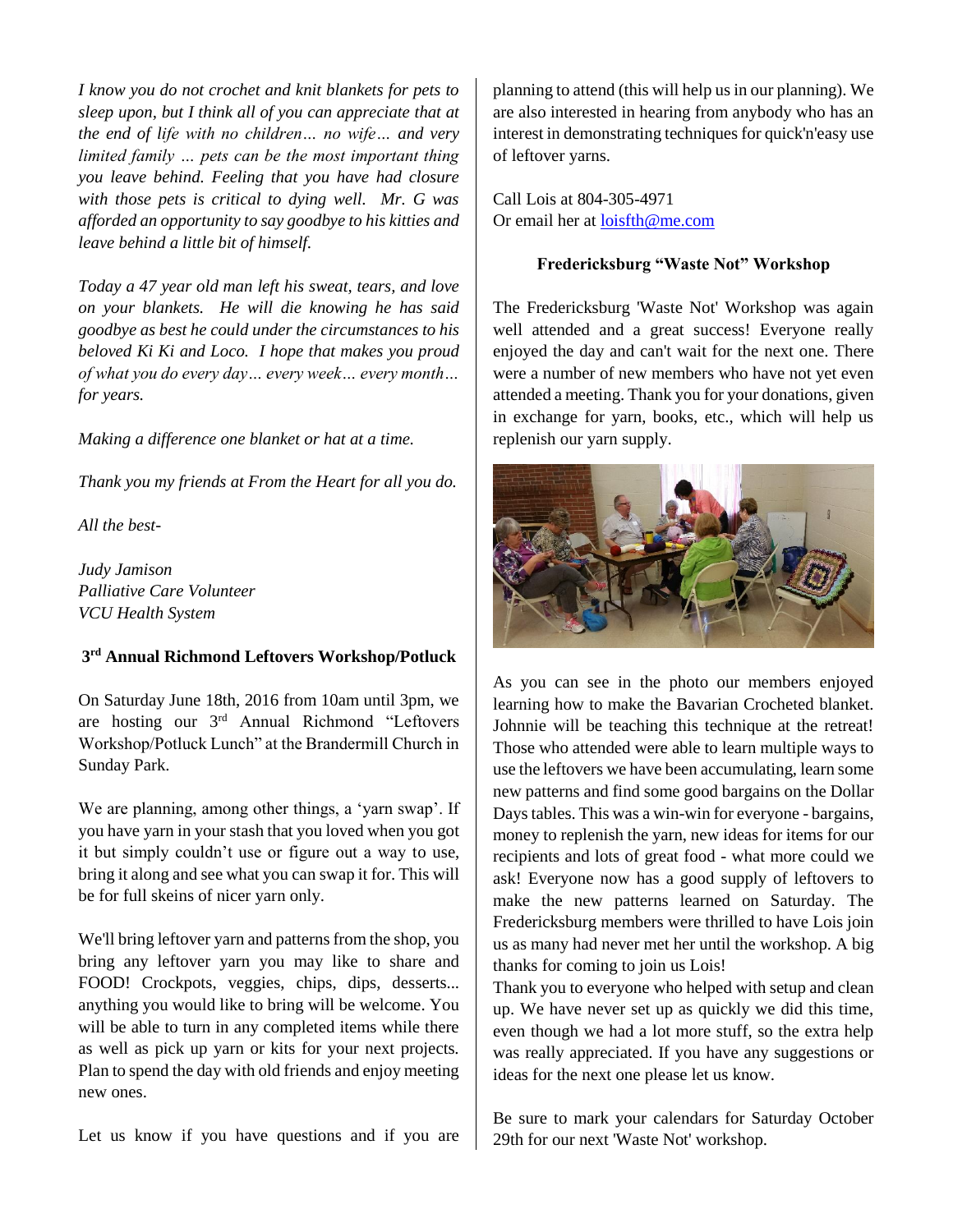*I know you do not crochet and knit blankets for pets to sleep upon, but I think all of you can appreciate that at the end of life with no children… no wife… and very limited family … pets can be the most important thing you leave behind. Feeling that you have had closure with those pets is critical to dying well. Mr. G was afforded an opportunity to say goodbye to his kitties and leave behind a little bit of himself.*

*Today a 47 year old man left his sweat, tears, and love on your blankets. He will die knowing he has said goodbye as best he could under the circumstances to his beloved Ki Ki and Loco. I hope that makes you proud of what you do every day… every week… every month… for years.*

*Making a difference one blanket or hat at a time.*

*Thank you my friends at From the Heart for all you do.*

*All the best-*

*Judy Jamison*
*Palliative Care Volunteer*
*VCU Health System*

### 3rd Annual Richmond Leftovers Workshop/Potluck

On Saturday June 18th, 2016 from 10am until 3pm, we are hosting our 3rd Annual Richmond "Leftovers Workshop/Potluck Lunch" at the Brandermill Church in Sunday Park.

We are planning, among other things, a 'yarn swap'. If you have yarn in your stash that you loved when you got it but simply couldn't use or figure out a way to use, bring it along and see what you can swap it for. This will be for full skeins of nicer yarn only.

We'll bring leftover yarn and patterns from the shop, you bring any leftover yarn you may like to share and FOOD! Crockpots, veggies, chips, dips, desserts... anything you would like to bring will be welcome. You will be able to turn in any completed items while there as well as pick up yarn or kits for your next projects. Plan to spend the day with old friends and enjoy meeting new ones.

Let us know if you have questions and if you are planning to attend (this will help us in our planning). We are also interested in hearing from anybody who has an interest in demonstrating techniques for quick'n'easy use of leftover yarns.

Call Lois at 804-305-4971
Or email her at loisfth@me.com

### Fredericksburg "Waste Not" Workshop

The Fredericksburg 'Waste Not' Workshop was again well attended and a great success! Everyone really enjoyed the day and can't wait for the next one. There were a number of new members who have not yet even attended a meeting. Thank you for your donations, given in exchange for yarn, books, etc., which will help us replenish our yarn supply.

As you can see in the photo our members enjoyed learning how to make the Bavarian Crocheted blanket. Johnnie will be teaching this technique at the retreat! Those who attended were able to learn multiple ways to use the leftovers we have been accumulating, learn some new patterns and find some good bargains on the Dollar Days tables. This was a win-win for everyone - bargains, money to replenish the yarn, new ideas for items for our recipients and lots of great food - what more could we ask! Everyone now has a good supply of leftovers to make the new patterns learned on Saturday. The Fredericksburg members were thrilled to have Lois join us as many had never met her until the workshop. A big thanks for coming to join us Lois!

Thank you to everyone who helped with setup and clean up. We have never set up as quickly we did this time, even though we had a lot more stuff, so the extra help was really appreciated. If you have any suggestions or ideas for the next one please let us know.

Be sure to mark your calendars for Saturday October 29th for our next 'Waste Not' workshop.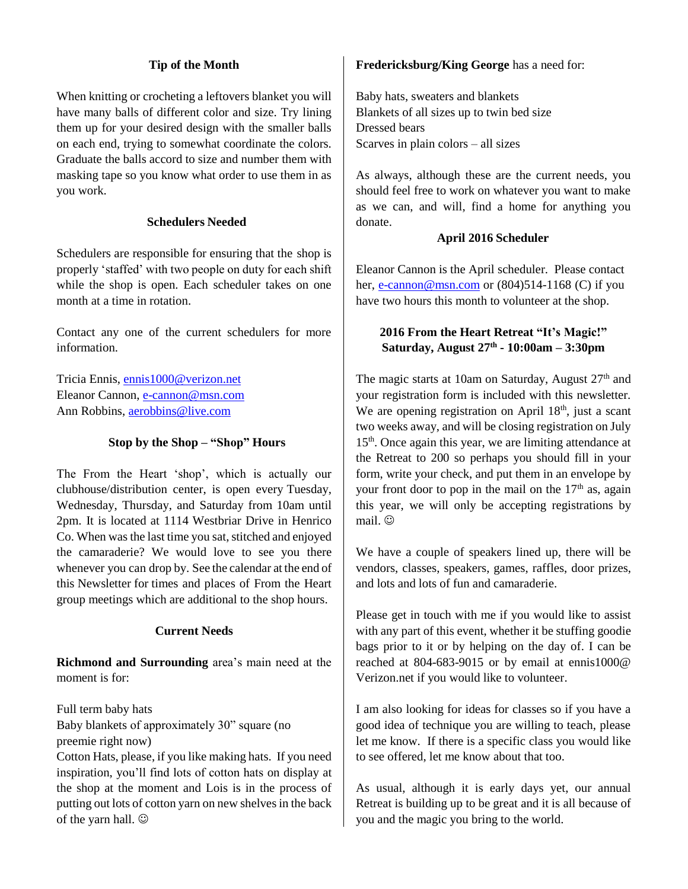## Tip of the Month

When knitting or crocheting a leftovers blanket you will have many balls of different color and size. Try lining them up for your desired design with the smaller balls on each end, trying to somewhat coordinate the colors. Graduate the balls accord to size and number them with masking tape so you know what order to use them in as you work.

## Schedulers Needed

Schedulers are responsible for ensuring that the shop is properly 'staffed' with two people on duty for each shift while the shop is open. Each scheduler takes on one month at a time in rotation.

Contact any one of the current schedulers for more information.

Tricia Ennis, ennis1000@verizon.net
Eleanor Cannon, e-cannon@msn.com
Ann Robbins, aerobbins@live.com

## Stop by the Shop – "Shop" Hours

The From the Heart 'shop', which is actually our clubhouse/distribution center, is open every Tuesday, Wednesday, Thursday, and Saturday from 10am until 2pm. It is located at 1114 Westbriar Drive in Henrico Co. When was the last time you sat, stitched and enjoyed the camaraderie? We would love to see you there whenever you can drop by. See the calendar at the end of this Newsletter for times and places of From the Heart group meetings which are additional to the shop hours.

## Current Needs

**Richmond and Surrounding** area's main need at the moment is for:

Full term baby hats
Baby blankets of approximately 30" square (no preemie right now)
Cotton Hats, please, if you like making hats. If you need inspiration, you'll find lots of cotton hats on display at the shop at the moment and Lois is in the process of putting out lots of cotton yarn on new shelves in the back of the yarn hall. ☺

**Fredericksburg/King George** has a need for:

Baby hats, sweaters and blankets
Blankets of all sizes up to twin bed size
Dressed bears
Scarves in plain colors – all sizes

As always, although these are the current needs, you should feel free to work on whatever you want to make as we can, and will, find a home for anything you donate.

## April 2016 Scheduler

Eleanor Cannon is the April scheduler. Please contact her, e-cannon@msn.com or (804)514-1168 (C) if you have two hours this month to volunteer at the shop.

## 2016 From the Heart Retreat "It's Magic!" Saturday, August 27th - 10:00am – 3:30pm

The magic starts at 10am on Saturday, August 27th and your registration form is included with this newsletter. We are opening registration on April 18th, just a scant two weeks away, and will be closing registration on July 15th. Once again this year, we are limiting attendance at the Retreat to 200 so perhaps you should fill in your form, write your check, and put them in an envelope by your front door to pop in the mail on the 17th as, again this year, we will only be accepting registrations by mail. ☺

We have a couple of speakers lined up, there will be vendors, classes, speakers, games, raffles, door prizes, and lots and lots of fun and camaraderie.

Please get in touch with me if you would like to assist with any part of this event, whether it be stuffing goodie bags prior to it or by helping on the day of. I can be reached at 804-683-9015 or by email at ennis1000@ Verizon.net if you would like to volunteer.

I am also looking for ideas for classes so if you have a good idea of technique you are willing to teach, please let me know. If there is a specific class you would like to see offered, let me know about that too.

As usual, although it is early days yet, our annual Retreat is building up to be great and it is all because of you and the magic you bring to the world.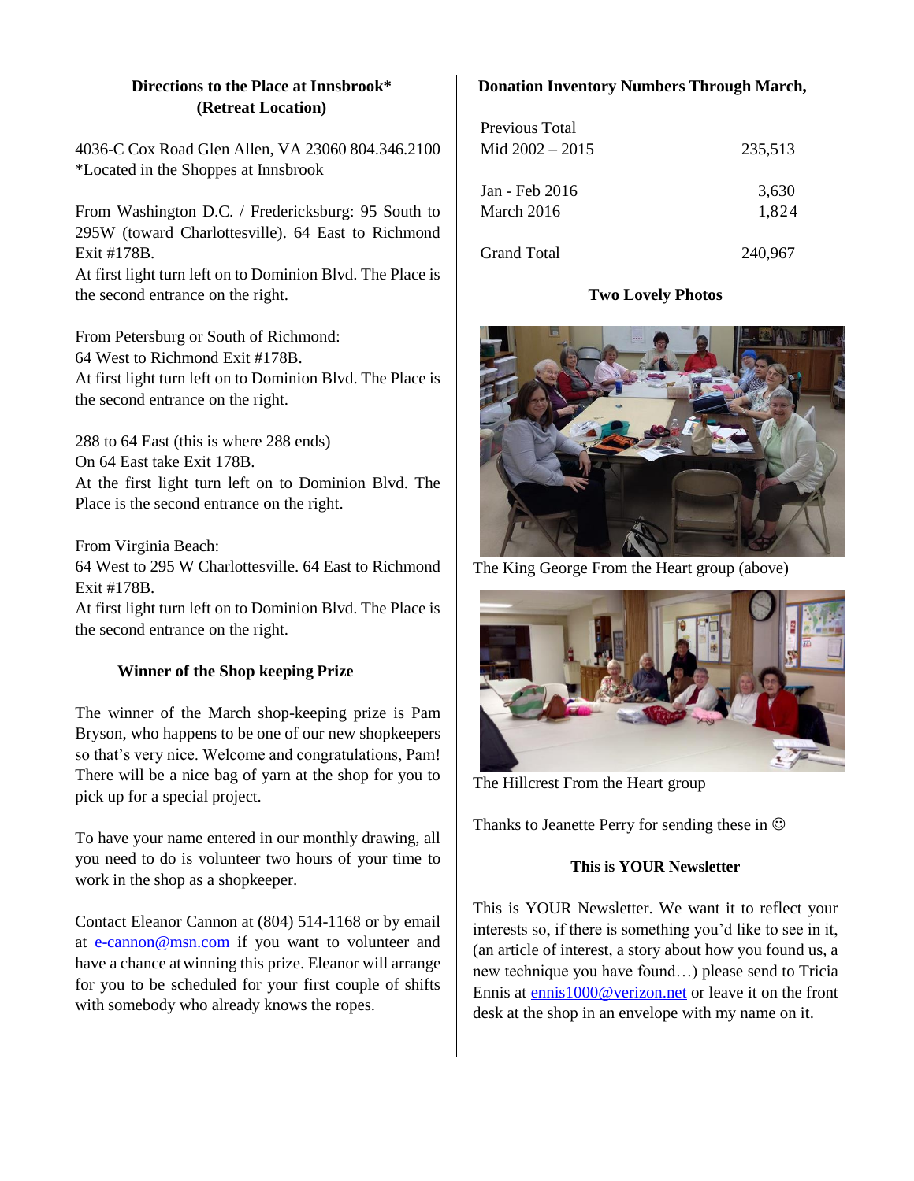### Directions to the Place at Innsbrook*
### (Retreat Location)

4036-C Cox Road Glen Allen, VA 23060 804.346.2100
*Located in the Shoppes at Innsbrook

From Washington D.C. / Fredericksburg: 95 South to 295W (toward Charlottesville). 64 East to Richmond Exit #178B.
At first light turn left on to Dominion Blvd. The Place is the second entrance on the right.

From Petersburg or South of Richmond:
64 West to Richmond Exit #178B.
At first light turn left on to Dominion Blvd. The Place is the second entrance on the right.

288 to 64 East (this is where 288 ends)
On 64 East take Exit 178B.
At the first light turn left on to Dominion Blvd. The Place is the second entrance on the right.

From Virginia Beach:
64 West to 295 W Charlottesville. 64 East to Richmond Exit #178B.
At first light turn left on to Dominion Blvd. The Place is the second entrance on the right.

### Winner of the Shop keeping Prize

The winner of the March shop-keeping prize is Pam Bryson, who happens to be one of our new shopkeepers so that's very nice. Welcome and congratulations, Pam! There will be a nice bag of yarn at the shop for you to pick up for a special project.

To have your name entered in our monthly drawing, all you need to do is volunteer two hours of your time to work in the shop as a shopkeeper.

Contact Eleanor Cannon at (804) 514-1168 or by email at e-cannon@msn.com if you want to volunteer and have a chance at winning this prize. Eleanor will arrange for you to be scheduled for your first couple of shifts with somebody who already knows the ropes.

### Donation Inventory Numbers Through March,

| | |
|---|---|
| Previous Total Mid 2002 – 2015 | 235,513 |
| Jan - Feb 2016 | 3,630 |
| March 2016 | 1,824 |
| Grand Total | 240,967 |

### Two Lovely Photos

The King George From the Heart group (above)

The Hillcrest From the Heart group

Thanks to Jeanette Perry for sending these in ☺

### This is YOUR Newsletter

This is YOUR Newsletter. We want it to reflect your interests so, if there is something you'd like to see in it, (an article of interest, a story about how you found us, a new technique you have found…) please send to Tricia Ennis at ennis1000@verizon.net or leave it on the front desk at the shop in an envelope with my name on it.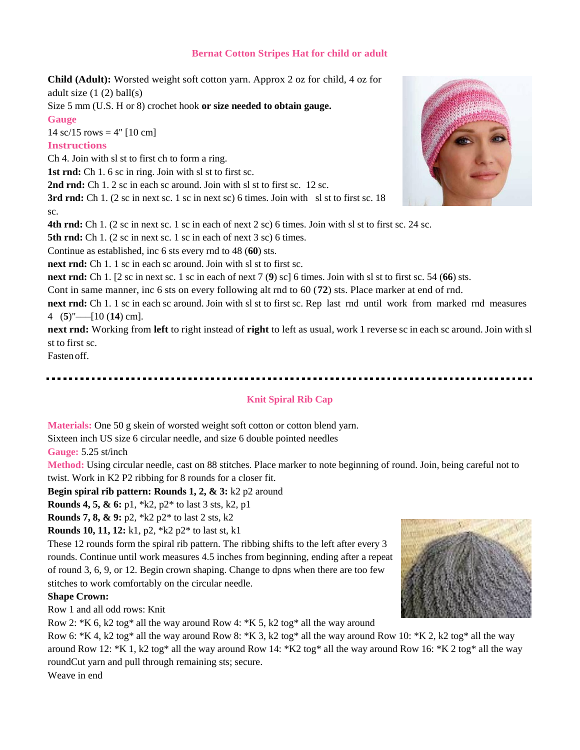## Bernat Cotton Stripes Hat for child or adult

**Child (Adult):** Worsted weight soft cotton yarn. Approx 2 oz for child, 4 oz for adult size (1 (2) ball(s)

Size 5 mm (U.S. H or 8) crochet hook **or size needed to obtain gauge.**

### Gauge

14 sc/15 rows = 4" [10 cm]

### Instructions

Ch 4. Join with sl st to first ch to form a ring.

**1st rnd:** Ch 1. 6 sc in ring. Join with sl st to first sc.

**2nd rnd:** Ch 1. 2 sc in each sc around. Join with sl st to first sc. 12 sc.

**3rd rnd:** Ch 1. (2 sc in next sc. 1 sc in next sc) 6 times. Join with sl st to first sc. 18 sc.

**4th rnd:** Ch 1. (2 sc in next sc. 1 sc in each of next 2 sc) 6 times. Join with sl st to first sc. 24 sc.

**5th rnd:** Ch 1. (2 sc in next sc. 1 sc in each of next 3 sc) 6 times.

Continue as established, inc 6 sts every rnd to 48 (**60**) sts.

**next rnd:** Ch 1. 1 sc in each sc around. Join with sl st to first sc.

**next rnd:** Ch 1. [2 sc in next sc. 1 sc in each of next 7 (**9**) sc] 6 times. Join with sl st to first sc. 54 (**66**) sts.

Cont in same manner, inc 6 sts on every following alt rnd to 60 (**72**) sts. Place marker at end of rnd.

**next rnd:** Ch 1. 1 sc in each sc around. Join with sl st to first sc. Rep last rnd until work from marked rnd measures 4 (**5**)"—[10 (**14**) cm].

**next rnd:** Working from **left** to right instead of **right** to left as usual, work 1 reverse sc in each sc around. Join with sl st to first sc.

Fasten off.

---

## Knit Spiral Rib Cap

**Materials:** One 50 g skein of worsted weight soft cotton or cotton blend yarn.

Sixteen inch US size 6 circular needle, and size 6 double pointed needles

**Gauge:** 5.25 st/inch

**Method:** Using circular needle, cast on 88 stitches. Place marker to note beginning of round. Join, being careful not to twist. Work in K2 P2 ribbing for 8 rounds for a closer fit.

**Begin spiral rib pattern: Rounds 1, 2, & 3:** k2 p2 around

**Rounds 4, 5, & 6:** p1, *k2, p2* to last 3 sts, k2, p1

**Rounds 7, 8, & 9:** p2, *k2 p2* to last 2 sts, k2

**Rounds 10, 11, 12:** k1, p2, *k2 p2* to last st, k1

These 12 rounds form the spiral rib pattern. The ribbing shifts to the left after every 3 rounds. Continue until work measures 4.5 inches from beginning, ending after a repeat of round 3, 6, 9, or 12. Begin crown shaping. Change to dpns when there are too few stitches to work comfortably on the circular needle.

**Shape Crown:**

Row 1 and all odd rows: Knit

Row 2: *K 6, k2 tog* all the way around Row 4: *K 5, k2 tog* all the way around

Row 6: *K 4, k2 tog* all the way around Row 8: *K 3, k2 tog* all the way around Row 10: *K 2, k2 tog* all the way around Row 12: *K 1, k2 tog* all the way around Row 14: *K2 tog* all the way around Row 16: *K 2 tog* all the way roundCut yarn and pull through remaining sts; secure.

Weave in end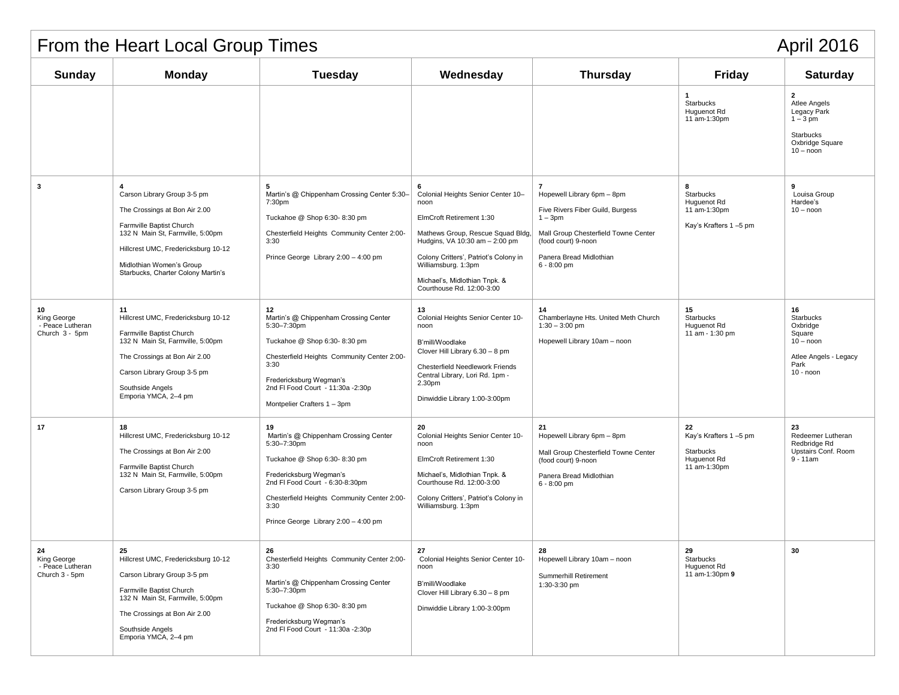# From the Heart Local Group Times — April 2016

| Sunday | Monday | Tuesday | Wednesday | Thursday | Friday | Saturday |
|---|---|---|---|---|---|---|
| | | | | | **1**<br>Starbucks<br>Huguenot Rd<br>11 am-1:30pm | **2**<br>Atlee Angels<br>Legacy Park<br>1 – 3 pm<br><br>Starbucks<br>Oxbridge Square<br>10 – noon |
| **3** | **4**<br>Carson Library Group 3-5 pm<br><br>The Crossings at Bon Air 2.00<br><br>Farmville Baptist Church<br>132 N Main St, Farmville, 5:00pm<br><br>Hillcrest UMC, Fredericksburg 10-12<br><br>Midlothian Women's Group<br>Starbucks, Charter Colony Martin's | **5**<br>Martin's @ Chippenham Crossing Center 5:30–7:30pm<br><br>Tuckahoe @ Shop 6:30- 8:30 pm<br><br>Chesterfield Heights Community Center 2:00-3:30<br><br>Prince George Library 2:00 – 4:00 pm | **6**<br>Colonial Heights Senior Center 10–noon<br><br>ElmCroft Retirement 1:30<br><br>Mathews Group, Rescue Squad Bldg, Hudgins, VA 10:30 am – 2:00 pm<br><br>Colony Critters', Patriot's Colony in Williamsburg. 1:3pm<br><br>Michael's, Midlothian Tnpk. & Courthouse Rd. 12:00-3:00 | **7**<br>Hopewell Library 6pm – 8pm<br><br>Five Rivers Fiber Guild, Burgess<br>1 – 3pm<br><br>Mall Group Chesterfield Towne Center (food court) 9-noon<br><br>Panera Bread Midlothian<br>6 - 8:00 pm | **8**<br>Starbucks<br>Huguenot Rd<br>11 am-1:30pm<br><br>Kay's Krafters 1 –5 pm | **9**<br>Louisa Group<br>Hardee's<br>10 – noon |
| **10**<br>King George<br>- Peace Lutheran<br>Church 3 - 5pm | **11**<br>Hillcrest UMC, Fredericksburg 10-12<br><br>Farmville Baptist Church<br>132 N Main St, Farmville, 5:00pm<br><br>The Crossings at Bon Air 2.00<br><br>Carson Library Group 3-5 pm<br><br>Southside Angels<br>Emporia YMCA, 2–4 pm | **12**<br>Martin's @ Chippenham Crossing Center 5:30–7:30pm<br><br>Tuckahoe @ Shop 6:30- 8:30 pm<br><br>Chesterfield Heights Community Center 2:00-3:30<br><br>Fredericksburg Wegman's<br>2nd Fl Food Court - 11:30a -2:30p<br><br>Montpelier Crafters 1 – 3pm | **13**<br>Colonial Heights Senior Center 10-noon<br><br>B'mill/Woodlake<br>Clover Hill Library 6.30 – 8 pm<br><br>Chesterfield Needlework Friends Central Library, Lori Rd. 1pm - 2.30pm<br><br>Dinwiddie Library 1:00-3:00pm | **14**<br>Chamberlayne Hts. United Meth Church<br>1:30 – 3:00 pm<br><br>Hopewell Library 10am – noon | **15**<br>Starbucks<br>Huguenot Rd<br>11 am - 1:30 pm | **16**<br>Starbucks<br>Oxbridge<br>Square<br>10 – noon<br><br>Atlee Angels - Legacy Park<br>10 - noon |
| **17** | **18**<br>Hillcrest UMC, Fredericksburg 10-12<br><br>The Crossings at Bon Air 2:00<br><br>Farmville Baptist Church<br>132 N Main St, Farmville, 5:00pm<br><br>Carson Library Group 3-5 pm | **19**<br>Martin's @ Chippenham Crossing Center 5:30–7:30pm<br><br>Tuckahoe @ Shop 6:30- 8:30 pm<br><br>Fredericksburg Wegman's<br>2nd Fl Food Court - 6:30-8:30pm<br><br>Chesterfield Heights Community Center 2:00-3:30<br><br>Prince George Library 2:00 – 4:00 pm | **20**<br>Colonial Heights Senior Center 10-noon<br><br>ElmCroft Retirement 1:30<br><br>Michael's, Midlothian Tnpk. & Courthouse Rd. 12:00-3:00<br><br>Colony Critters', Patriot's Colony in Williamsburg. 1:3pm | **21**<br>Hopewell Library 6pm – 8pm<br><br>Mall Group Chesterfield Towne Center (food court) 9-noon<br><br>Panera Bread Midlothian<br>6 - 8:00 pm | **22**<br>Kay's Krafters 1 –5 pm<br><br>Starbucks<br>Huguenot Rd<br>11 am-1:30pm | **23**<br>Redeemer Lutheran<br>Redbridge Rd<br>Upstairs Conf. Room<br>9 - 11am |
| **24**<br>King George<br>- Peace Lutheran<br>Church 3 - 5pm | **25**<br>Hillcrest UMC, Fredericksburg 10-12<br><br>Carson Library Group 3-5 pm<br><br>Farmville Baptist Church<br>132 N Main St, Farmville, 5:00pm<br><br>The Crossings at Bon Air 2.00<br><br>Southside Angels<br>Emporia YMCA, 2–4 pm | **26**<br>Chesterfield Heights Community Center 2:00-3:30<br><br>Martin's @ Chippenham Crossing Center 5:30–7:30pm<br><br>Tuckahoe @ Shop 6:30- 8:30 pm<br><br>Fredericksburg Wegman's<br>2nd Fl Food Court - 11:30a -2:30p | **27**<br>Colonial Heights Senior Center 10-noon<br><br>B'mill/Woodlake<br>Clover Hill Library 6.30 – 8 pm<br><br>Dinwiddie Library 1:00-3:00pm | **28**<br>Hopewell Library 10am – noon<br><br>Summerhill Retirement<br>1:30-3:30 pm | **29**<br>Starbucks<br>Huguenot Rd<br>11 am-1:30pm **9** | **30** |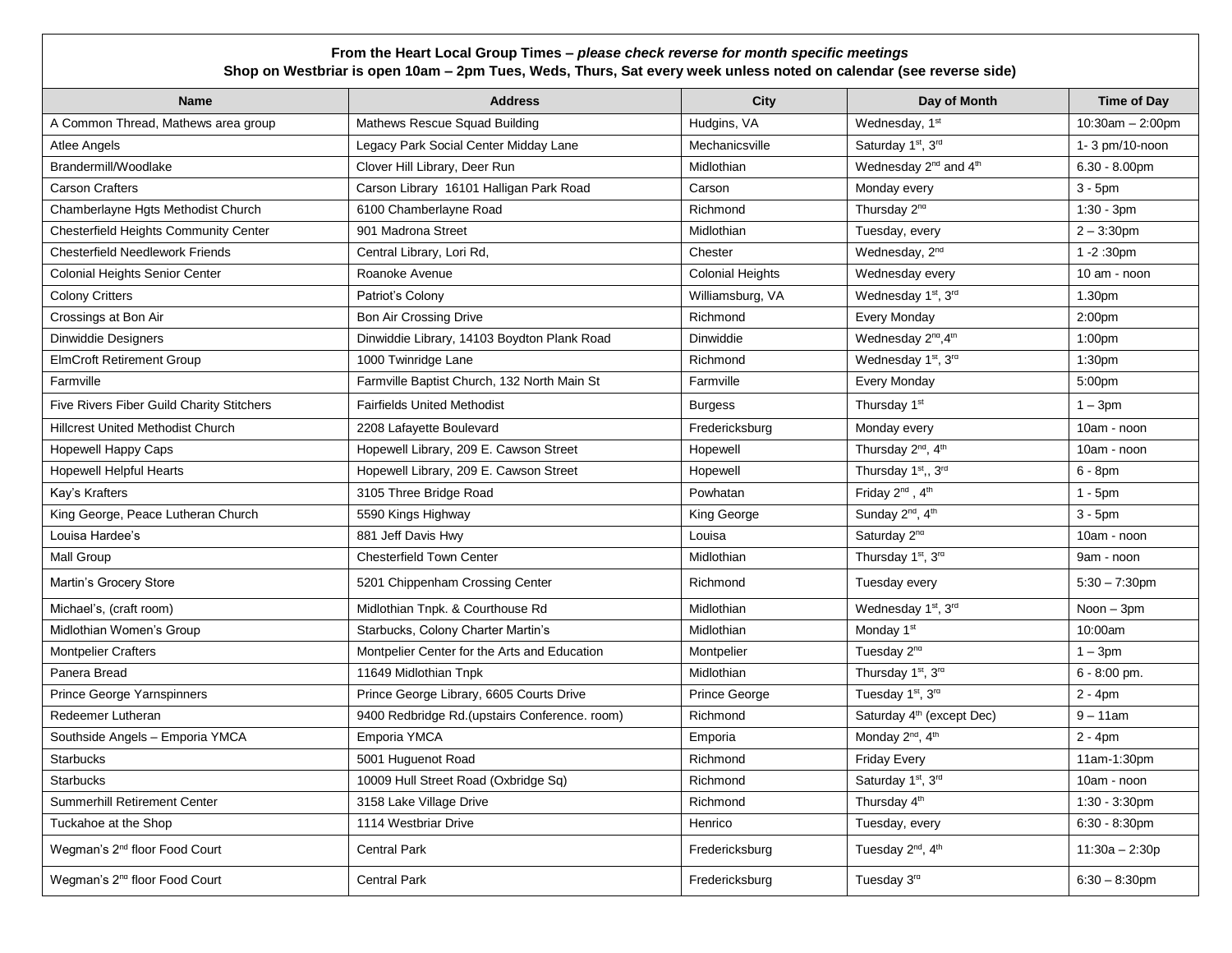**From the Heart Local Group Times –** ***please check reverse for month specific meetings***
**Shop on Westbriar is open 10am – 2pm Tues, Weds, Thurs, Sat every week unless noted on calendar (see reverse side)**

| Name | Address | City | Day of Month | Time of Day |
|---|---|---|---|---|
| A Common Thread, Mathews area group | Mathews Rescue Squad Building | Hudgins, VA | Wednesday, 1st | 10:30am – 2:00pm |
| Atlee Angels | Legacy Park Social Center Midday Lane | Mechanicsville | Saturday 1st, 3rd | 1- 3 pm/10-noon |
| Brandermill/Woodlake | Clover Hill Library, Deer Run | Midlothian | Wednesday 2nd and 4th | 6.30 - 8.00pm |
| Carson Crafters | Carson Library 16101 Halligan Park Road | Carson | Monday every | 3 - 5pm |
| Chamberlayne Hgts Methodist Church | 6100 Chamberlayne Road | Richmond | Thursday 2nd | 1:30 - 3pm |
| Chesterfield Heights Community Center | 901 Madrona Street | Midlothian | Tuesday, every | 2 – 3:30pm |
| Chesterfield Needlework Friends | Central Library, Lori Rd, | Chester | Wednesday, 2nd | 1 -2 :30pm |
| Colonial Heights Senior Center | Roanoke Avenue | Colonial Heights | Wednesday every | 10 am - noon |
| Colony Critters | Patriot's Colony | Williamsburg, VA | Wednesday 1st, 3rd | 1.30pm |
| Crossings at Bon Air | Bon Air Crossing Drive | Richmond | Every Monday | 2:00pm |
| Dinwiddie Designers | Dinwiddie Library, 14103 Boydton Plank Road | Dinwiddie | Wednesday 2nd,4th | 1:00pm |
| ElmCroft Retirement Group | 1000 Twinridge Lane | Richmond | Wednesday 1st, 3rd | 1:30pm |
| Farmville | Farmville Baptist Church, 132 North Main St | Farmville | Every Monday | 5:00pm |
| Five Rivers Fiber Guild Charity Stitchers | Fairfields United Methodist | Burgess | Thursday 1st | 1 – 3pm |
| Hillcrest United Methodist Church | 2208 Lafayette Boulevard | Fredericksburg | Monday every | 10am - noon |
| Hopewell Happy Caps | Hopewell Library, 209 E. Cawson Street | Hopewell | Thursday 2nd, 4th | 10am - noon |
| Hopewell Helpful Hearts | Hopewell Library, 209 E. Cawson Street | Hopewell | Thursday 1st,, 3rd | 6 - 8pm |
| Kay's Krafters | 3105 Three Bridge Road | Powhatan | Friday 2nd , 4th | 1 - 5pm |
| King George, Peace Lutheran Church | 5590 Kings Highway | King George | Sunday 2nd, 4th | 3 - 5pm |
| Louisa Hardee's | 881 Jeff Davis Hwy | Louisa | Saturday 2nd | 10am - noon |
| Mall Group | Chesterfield Town Center | Midlothian | Thursday 1st, 3rd | 9am - noon |
| Martin's Grocery Store | 5201 Chippenham Crossing Center | Richmond | Tuesday every | 5:30 – 7:30pm |
| Michael's, (craft room) | Midlothian Tnpk. & Courthouse Rd | Midlothian | Wednesday 1st, 3rd | Noon – 3pm |
| Midlothian Women's Group | Starbucks, Colony Charter Martin's | Midlothian | Monday 1st | 10:00am |
| Montpelier Crafters | Montpelier Center for the Arts and Education | Montpelier | Tuesday 2nd | 1 – 3pm |
| Panera Bread | 11649 Midlothian Tnpk | Midlothian | Thursday 1st, 3rd | 6 - 8:00 pm. |
| Prince George Yarnspinners | Prince George Library, 6605 Courts Drive | Prince George | Tuesday 1st, 3rd | 2 - 4pm |
| Redeemer Lutheran | 9400 Redbridge Rd.(upstairs Conference. room) | Richmond | Saturday 4th (except Dec) | 9 – 11am |
| Southside Angels – Emporia YMCA | Emporia YMCA | Emporia | Monday 2nd, 4th | 2 - 4pm |
| Starbucks | 5001 Huguenot Road | Richmond | Friday Every | 11am-1:30pm |
| Starbucks | 10009 Hull Street Road (Oxbridge Sq) | Richmond | Saturday 1st, 3rd | 10am - noon |
| Summerhill Retirement Center | 3158 Lake Village Drive | Richmond | Thursday 4th | 1:30 - 3:30pm |
| Tuckahoe at the Shop | 1114 Westbriar Drive | Henrico | Tuesday, every | 6:30 - 8:30pm |
| Wegman's 2nd floor Food Court | Central Park | Fredericksburg | Tuesday 2nd, 4th | 11:30a – 2:30p |
| Wegman's 2nd floor Food Court | Central Park | Fredericksburg | Tuesday 3rd | 6:30 – 8:30pm |